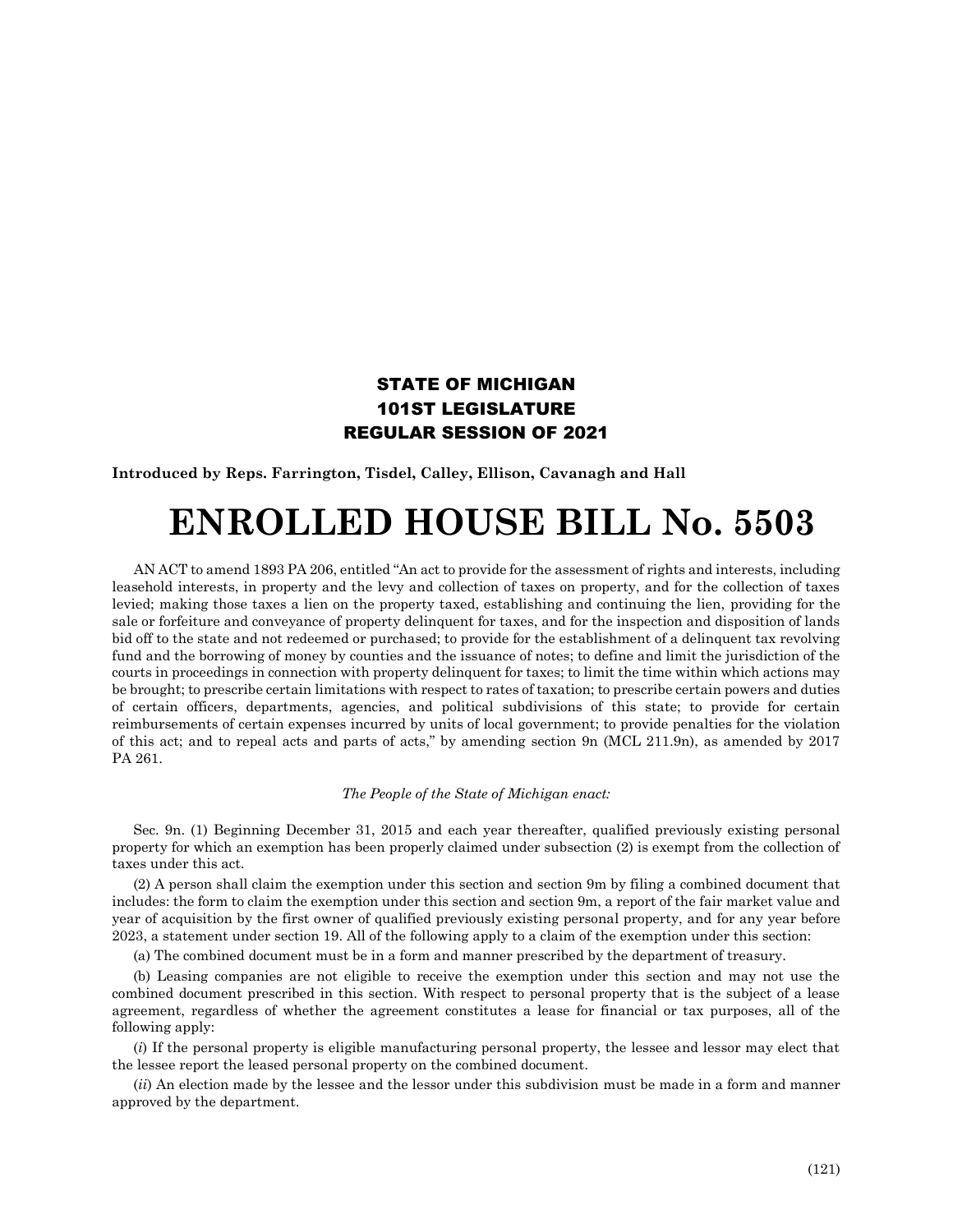**STATE OF MICHIGAN**
**101ST LEGISLATURE**
**REGULAR SESSION OF 2021**

**Introduced by Reps. Farrington, Tisdel, Calley, Ellison, Cavanagh and Hall**

# ENROLLED HOUSE BILL No. 5503

AN ACT to amend 1893 PA 206, entitled "An act to provide for the assessment of rights and interests, including leasehold interests, in property and the levy and collection of taxes on property, and for the collection of taxes levied; making those taxes a lien on the property taxed, establishing and continuing the lien, providing for the sale or forfeiture and conveyance of property delinquent for taxes, and for the inspection and disposition of lands bid off to the state and not redeemed or purchased; to provide for the establishment of a delinquent tax revolving fund and the borrowing of money by counties and the issuance of notes; to define and limit the jurisdiction of the courts in proceedings in connection with property delinquent for taxes; to limit the time within which actions may be brought; to prescribe certain limitations with respect to rates of taxation; to prescribe certain powers and duties of certain officers, departments, agencies, and political subdivisions of this state; to provide for certain reimbursements of certain expenses incurred by units of local government; to provide penalties for the violation of this act; and to repeal acts and parts of acts," by amending section 9n (MCL 211.9n), as amended by 2017 PA 261.

*The People of the State of Michigan enact:*

Sec. 9n. (1) Beginning December 31, 2015 and each year thereafter, qualified previously existing personal property for which an exemption has been properly claimed under subsection (2) is exempt from the collection of taxes under this act.

(2) A person shall claim the exemption under this section and section 9m by filing a combined document that includes: the form to claim the exemption under this section and section 9m, a report of the fair market value and year of acquisition by the first owner of qualified previously existing personal property, and for any year before 2023, a statement under section 19. All of the following apply to a claim of the exemption under this section:

(a) The combined document must be in a form and manner prescribed by the department of treasury.

(b) Leasing companies are not eligible to receive the exemption under this section and may not use the combined document prescribed in this section. With respect to personal property that is the subject of a lease agreement, regardless of whether the agreement constitutes a lease for financial or tax purposes, all of the following apply:

(*i*) If the personal property is eligible manufacturing personal property, the lessee and lessor may elect that the lessee report the leased personal property on the combined document.

(*ii*) An election made by the lessee and the lessor under this subdivision must be made in a form and manner approved by the department.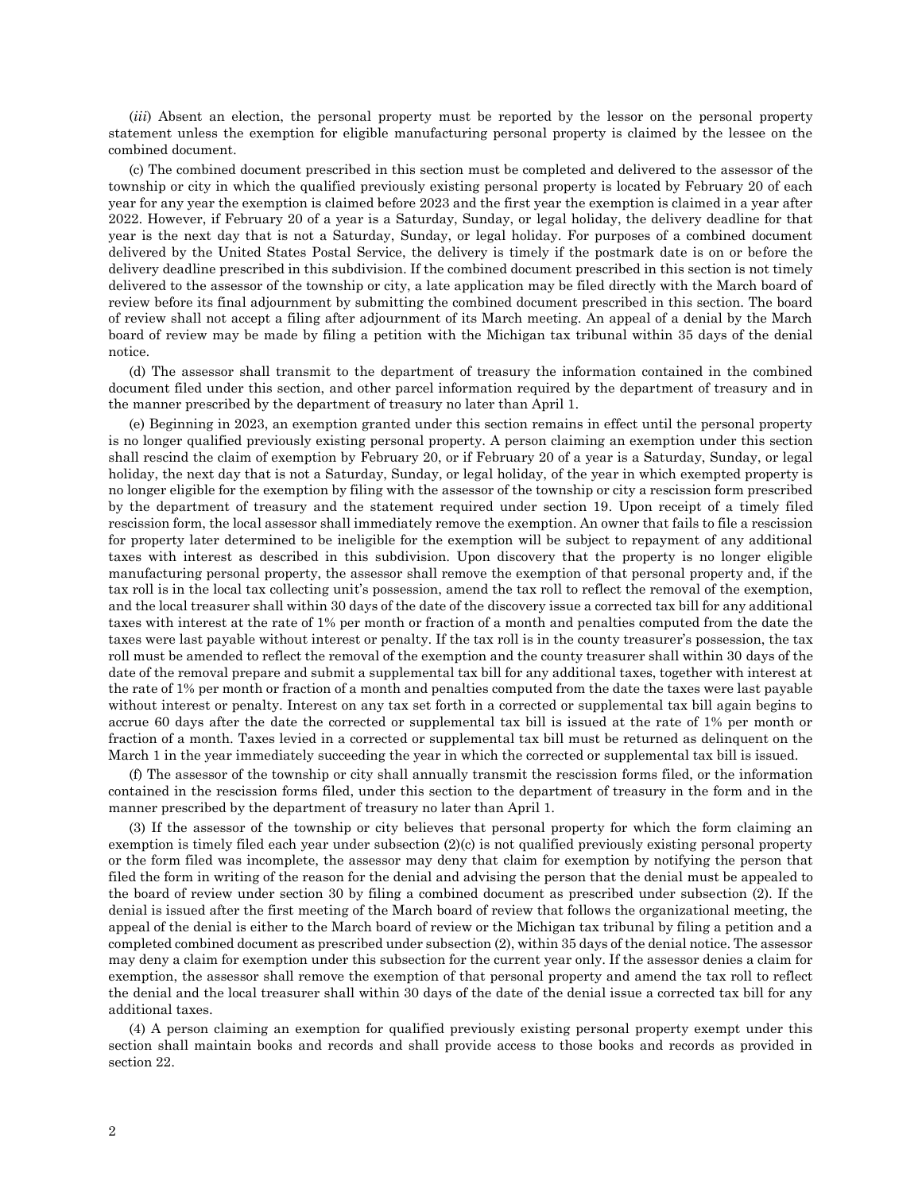(*iii*) Absent an election, the personal property must be reported by the lessor on the personal property statement unless the exemption for eligible manufacturing personal property is claimed by the lessee on the combined document.

(c) The combined document prescribed in this section must be completed and delivered to the assessor of the township or city in which the qualified previously existing personal property is located by February 20 of each year for any year the exemption is claimed before 2023 and the first year the exemption is claimed in a year after 2022. However, if February 20 of a year is a Saturday, Sunday, or legal holiday, the delivery deadline for that year is the next day that is not a Saturday, Sunday, or legal holiday. For purposes of a combined document delivered by the United States Postal Service, the delivery is timely if the postmark date is on or before the delivery deadline prescribed in this subdivision. If the combined document prescribed in this section is not timely delivered to the assessor of the township or city, a late application may be filed directly with the March board of review before its final adjournment by submitting the combined document prescribed in this section. The board of review shall not accept a filing after adjournment of its March meeting. An appeal of a denial by the March board of review may be made by filing a petition with the Michigan tax tribunal within 35 days of the denial notice.

(d) The assessor shall transmit to the department of treasury the information contained in the combined document filed under this section, and other parcel information required by the department of treasury and in the manner prescribed by the department of treasury no later than April 1.

(e) Beginning in 2023, an exemption granted under this section remains in effect until the personal property is no longer qualified previously existing personal property. A person claiming an exemption under this section shall rescind the claim of exemption by February 20, or if February 20 of a year is a Saturday, Sunday, or legal holiday, the next day that is not a Saturday, Sunday, or legal holiday, of the year in which exempted property is no longer eligible for the exemption by filing with the assessor of the township or city a rescission form prescribed by the department of treasury and the statement required under section 19. Upon receipt of a timely filed rescission form, the local assessor shall immediately remove the exemption. An owner that fails to file a rescission for property later determined to be ineligible for the exemption will be subject to repayment of any additional taxes with interest as described in this subdivision. Upon discovery that the property is no longer eligible manufacturing personal property, the assessor shall remove the exemption of that personal property and, if the tax roll is in the local tax collecting unit's possession, amend the tax roll to reflect the removal of the exemption, and the local treasurer shall within 30 days of the date of the discovery issue a corrected tax bill for any additional taxes with interest at the rate of 1% per month or fraction of a month and penalties computed from the date the taxes were last payable without interest or penalty. If the tax roll is in the county treasurer's possession, the tax roll must be amended to reflect the removal of the exemption and the county treasurer shall within 30 days of the date of the removal prepare and submit a supplemental tax bill for any additional taxes, together with interest at the rate of 1% per month or fraction of a month and penalties computed from the date the taxes were last payable without interest or penalty. Interest on any tax set forth in a corrected or supplemental tax bill again begins to accrue 60 days after the date the corrected or supplemental tax bill is issued at the rate of 1% per month or fraction of a month. Taxes levied in a corrected or supplemental tax bill must be returned as delinquent on the March 1 in the year immediately succeeding the year in which the corrected or supplemental tax bill is issued.

(f) The assessor of the township or city shall annually transmit the rescission forms filed, or the information contained in the rescission forms filed, under this section to the department of treasury in the form and in the manner prescribed by the department of treasury no later than April 1.

(3) If the assessor of the township or city believes that personal property for which the form claiming an exemption is timely filed each year under subsection (2)(c) is not qualified previously existing personal property or the form filed was incomplete, the assessor may deny that claim for exemption by notifying the person that filed the form in writing of the reason for the denial and advising the person that the denial must be appealed to the board of review under section 30 by filing a combined document as prescribed under subsection (2). If the denial is issued after the first meeting of the March board of review that follows the organizational meeting, the appeal of the denial is either to the March board of review or the Michigan tax tribunal by filing a petition and a completed combined document as prescribed under subsection (2), within 35 days of the denial notice. The assessor may deny a claim for exemption under this subsection for the current year only. If the assessor denies a claim for exemption, the assessor shall remove the exemption of that personal property and amend the tax roll to reflect the denial and the local treasurer shall within 30 days of the date of the denial issue a corrected tax bill for any additional taxes.

(4) A person claiming an exemption for qualified previously existing personal property exempt under this section shall maintain books and records and shall provide access to those books and records as provided in section 22.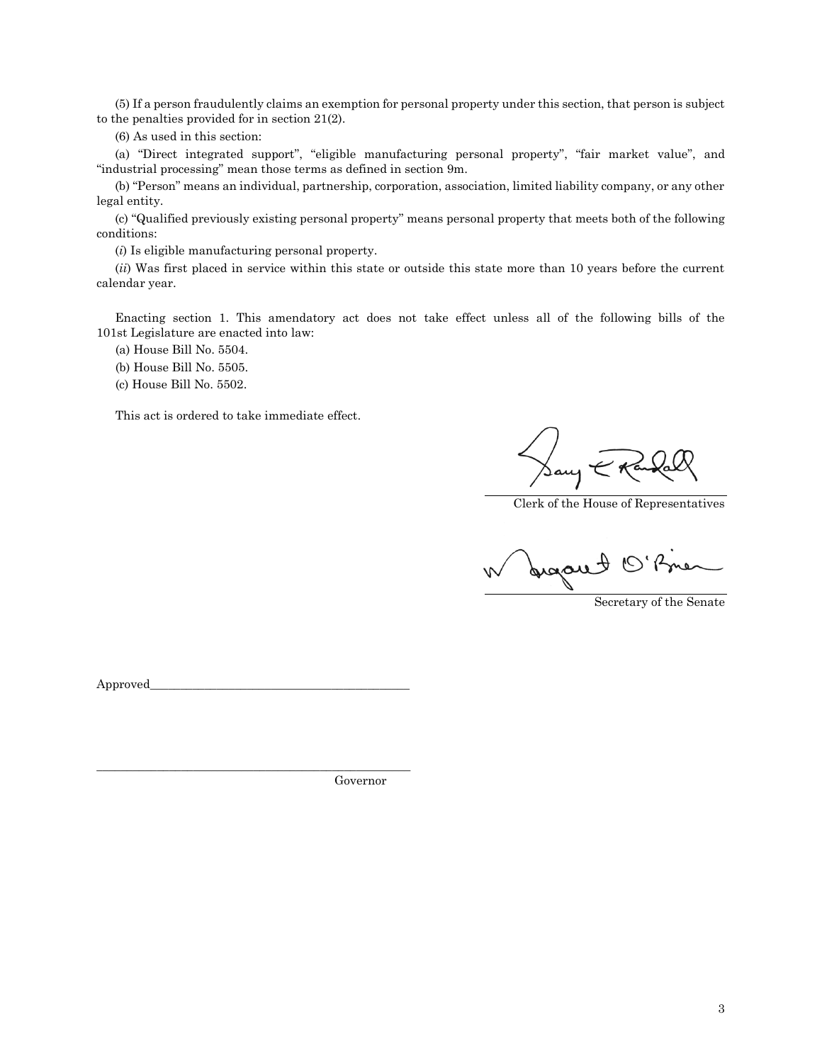(5) If a person fraudulently claims an exemption for personal property under this section, that person is subject to the penalties provided for in section 21(2).

(6) As used in this section:

(a) "Direct integrated support", "eligible manufacturing personal property", "fair market value", and "industrial processing" mean those terms as defined in section 9m.

(b) "Person" means an individual, partnership, corporation, association, limited liability company, or any other legal entity.

(c) "Qualified previously existing personal property" means personal property that meets both of the following conditions:

(*i*) Is eligible manufacturing personal property.

(*ii*) Was first placed in service within this state or outside this state more than 10 years before the current calendar year.

Enacting section 1. This amendatory act does not take effect unless all of the following bills of the 101st Legislature are enacted into law:

(a) House Bill No. 5504.

(b) House Bill No. 5505.

(c) House Bill No. 5502.

This act is ordered to take immediate effect.

Clerk of the House of Representatives

Secretary of the Senate

Approved\_\_\_\_\_\_\_\_\_\_\_\_\_\_\_\_\_\_\_\_\_\_\_\_\_\_\_\_\_\_\_\_\_\_\_\_\_\_\_\_\_\_\_\_

\_\_\_\_\_\_\_\_\_\_\_\_\_\_\_\_\_\_\_\_\_\_\_\_\_\_\_\_\_\_\_\_\_\_\_\_\_\_\_\_\_\_\_\_\_\_\_\_\_\_\_\_\_\_

Governor